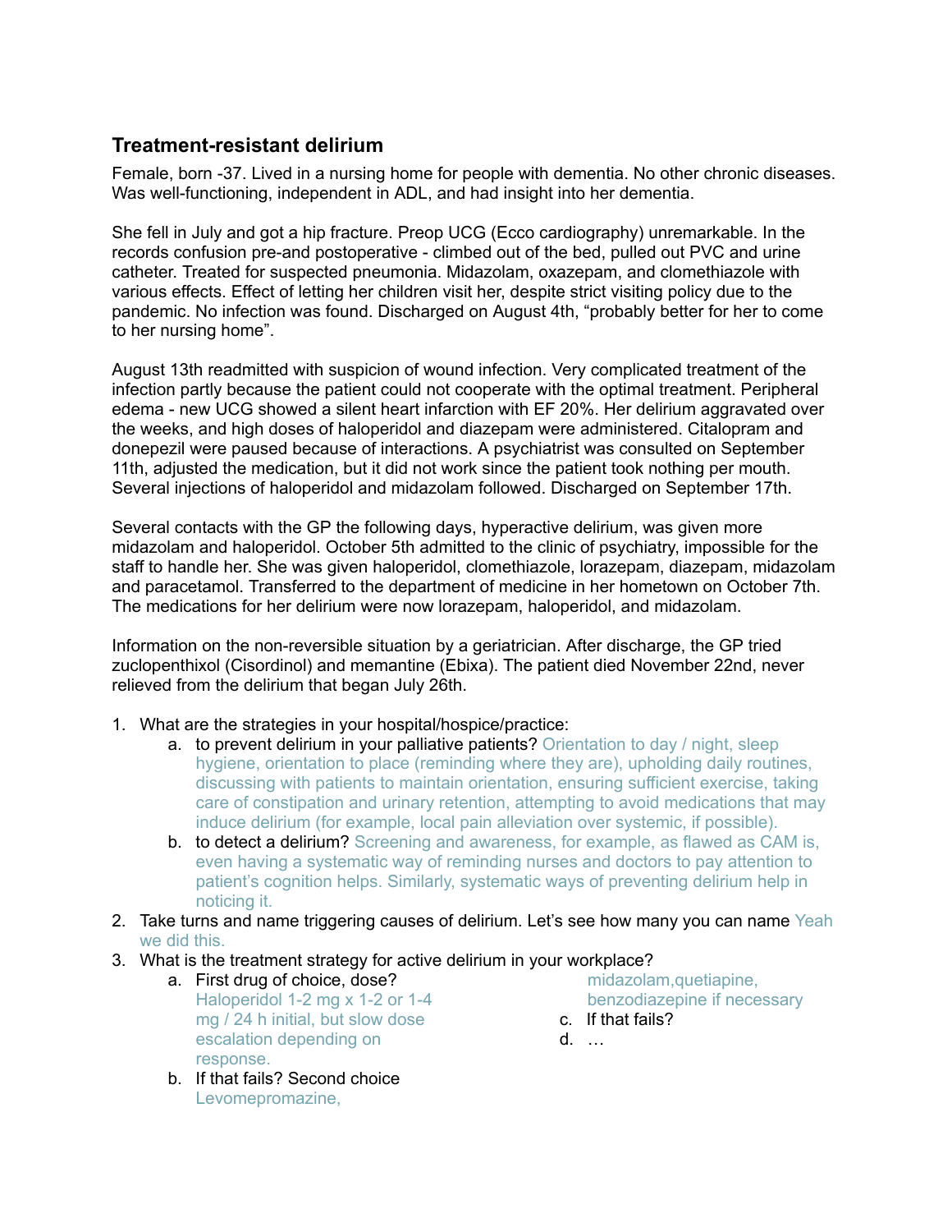## Treatment-resistant delirium

Female, born -37. Lived in a nursing home for people with dementia. No other chronic diseases. Was well-functioning, independent in ADL, and had insight into her dementia.

She fell in July and got a hip fracture. Preop UCG (Ecco cardiography) unremarkable. In the records confusion pre-and postoperative - climbed out of the bed, pulled out PVC and urine catheter. Treated for suspected pneumonia. Midazolam, oxazepam, and clomethiazole with various effects. Effect of letting her children visit her, despite strict visiting policy due to the pandemic. No infection was found. Discharged on August 4th, "probably better for her to come to her nursing home".

August 13th readmitted with suspicion of wound infection. Very complicated treatment of the infection partly because the patient could not cooperate with the optimal treatment. Peripheral edema - new UCG showed a silent heart infarction with EF 20%. Her delirium aggravated over the weeks, and high doses of haloperidol and diazepam were administered. Citalopram and donepezil were paused because of interactions. A psychiatrist was consulted on September 11th, adjusted the medication, but it did not work since the patient took nothing per mouth. Several injections of haloperidol and midazolam followed. Discharged on September 17th.

Several contacts with the GP the following days, hyperactive delirium, was given more midazolam and haloperidol. October 5th admitted to the clinic of psychiatry, impossible for the staff to handle her. She was given haloperidol, clomethiazole, lorazepam, diazepam, midazolam and paracetamol. Transferred to the department of medicine in her hometown on October 7th. The medications for her delirium were now lorazepam, haloperidol, and midazolam.

Information on the non-reversible situation by a geriatrician. After discharge, the GP tried zuclopenthixol (Cisordinol) and memantine (Ebixa). The patient died November 22nd, never relieved from the delirium that began July 26th.

1. What are the strategies in your hospital/hospice/practice:
   a. to prevent delirium in your palliative patients? Orientation to day / night, sleep hygiene, orientation to place (reminding where they are), upholding daily routines, discussing with patients to maintain orientation, ensuring sufficient exercise, taking care of constipation and urinary retention, attempting to avoid medications that may induce delirium (for example, local pain alleviation over systemic, if possible).
   b. to detect a delirium? Screening and awareness, for example, as flawed as CAM is, even having a systematic way of reminding nurses and doctors to pay attention to patient's cognition helps. Similarly, systematic ways of preventing delirium help in noticing it.
2. Take turns and name triggering causes of delirium. Let's see how many you can name Yeah we did this.
3. What is the treatment strategy for active delirium in your workplace?
   a. First drug of choice, dose? Haloperidol 1-2 mg x 1-2 or 1-4 mg / 24 h initial, but slow dose escalation depending on response.
   b. If that fails? Second choice Levomepromazine, midazolam,quetiapine, benzodiazepine if necessary
   c. If that fails?
   d. …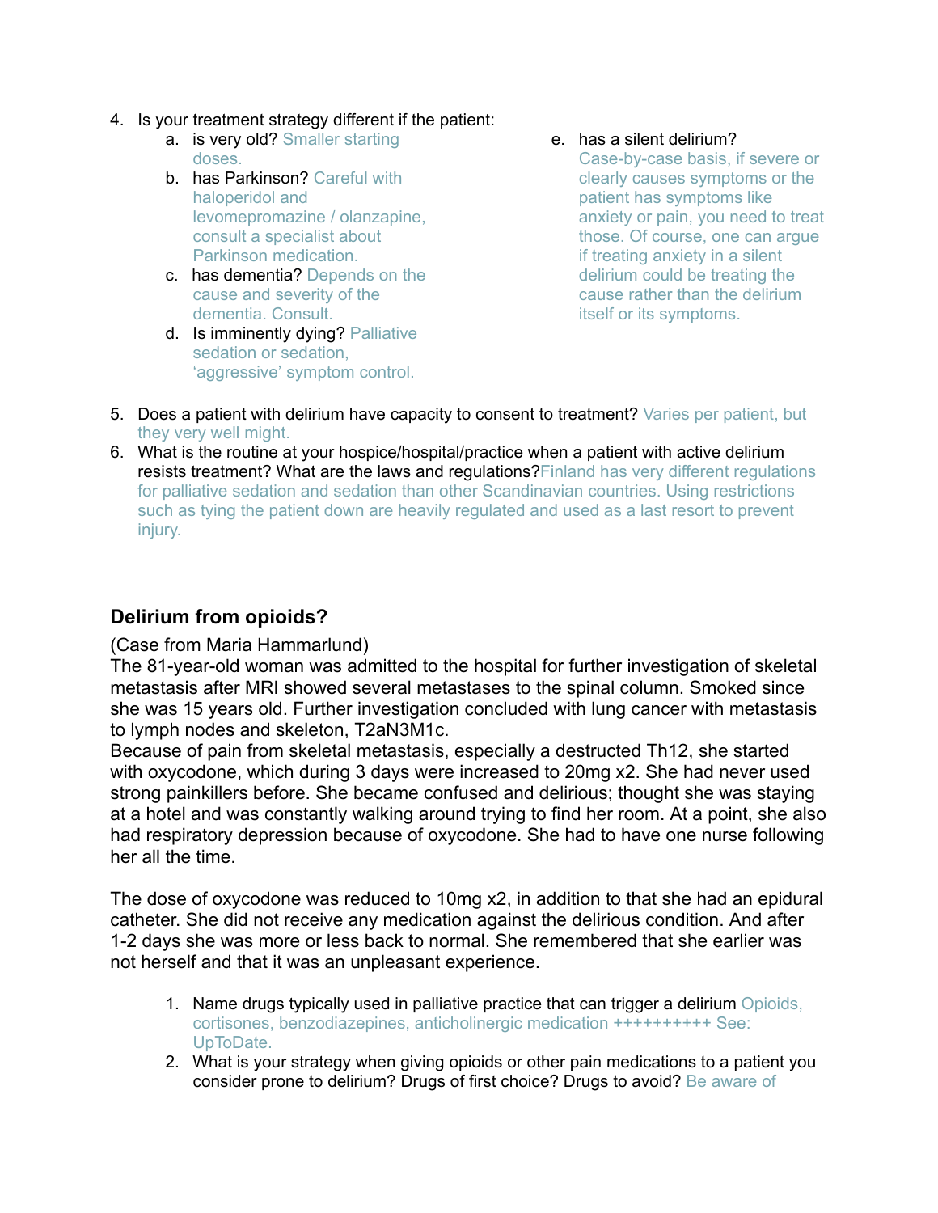4. Is your treatment strategy different if the patient:
    a. is very old? Smaller starting doses.
    b. has Parkinson? Careful with haloperidol and levomepromazine / olanzapine, consult a specialist about Parkinson medication.
    c. has dementia? Depends on the cause and severity of the dementia. Consult.
    d. Is imminently dying? Palliative sedation or sedation, 'aggressive' symptom control.
    e. has a silent delirium? Case-by-case basis, if severe or clearly causes symptoms or the patient has symptoms like anxiety or pain, you need to treat those. Of course, one can argue if treating anxiety in a silent delirium could be treating the cause rather than the delirium itself or its symptoms.
5. Does a patient with delirium have capacity to consent to treatment? Varies per patient, but they very well might.
6. What is the routine at your hospice/hospital/practice when a patient with active delirium resists treatment? What are the laws and regulations? Finland has very different regulations for palliative sedation and sedation than other Scandinavian countries. Using restrictions such as tying the patient down are heavily regulated and used as a last resort to prevent injury.

## Delirium from opioids?

(Case from Maria Hammarlund)

The 81-year-old woman was admitted to the hospital for further investigation of skeletal metastasis after MRI showed several metastases to the spinal column. Smoked since she was 15 years old. Further investigation concluded with lung cancer with metastasis to lymph nodes and skeleton, T2aN3M1c.

Because of pain from skeletal metastasis, especially a destructed Th12, she started with oxycodone, which during 3 days were increased to 20mg x2. She had never used strong painkillers before. She became confused and delirious; thought she was staying at a hotel and was constantly walking around trying to find her room. At a point, she also had respiratory depression because of oxycodone. She had to have one nurse following her all the time.

The dose of oxycodone was reduced to 10mg x2, in addition to that she had an epidural catheter. She did not receive any medication against the delirious condition. And after 1-2 days she was more or less back to normal. She remembered that she earlier was not herself and that it was an unpleasant experience.

1. Name drugs typically used in palliative practice that can trigger a delirium Opioids, cortisones, benzodiazepines, anticholinergic medication ++++++++++ See: UpToDate.
2. What is your strategy when giving opioids or other pain medications to a patient you consider prone to delirium? Drugs of first choice? Drugs to avoid? Be aware of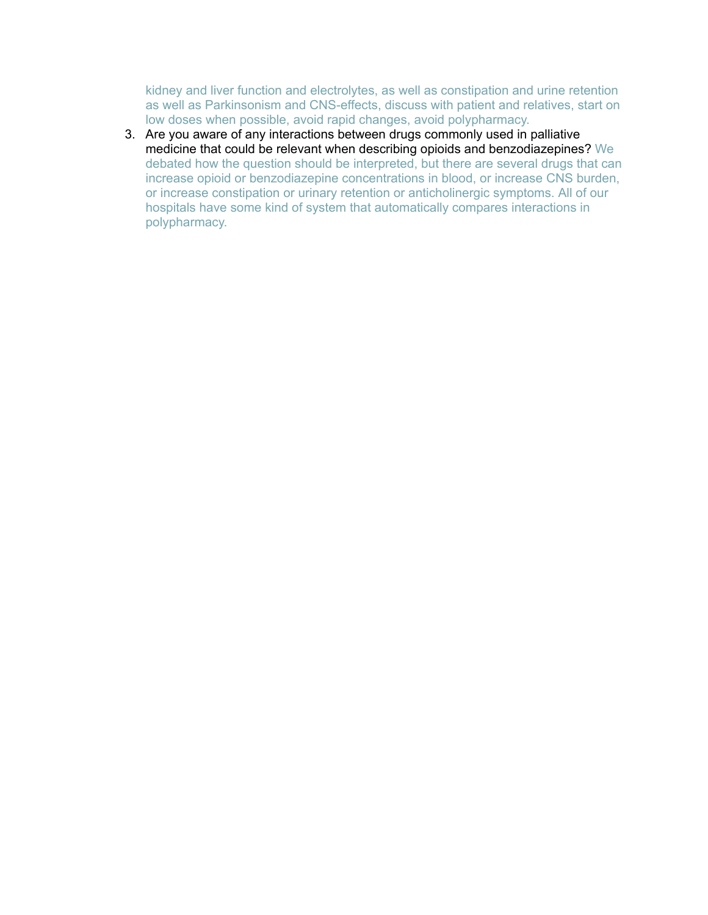kidney and liver function and electrolytes, as well as constipation and urine retention as well as Parkinsonism and CNS-effects, discuss with patient and relatives, start on low doses when possible, avoid rapid changes, avoid polypharmacy.

3. Are you aware of any interactions between drugs commonly used in palliative medicine that could be relevant when describing opioids and benzodiazepines? We debated how the question should be interpreted, but there are several drugs that can increase opioid or benzodiazepine concentrations in blood, or increase CNS burden, or increase constipation or urinary retention or anticholinergic symptoms. All of our hospitals have some kind of system that automatically compares interactions in polypharmacy.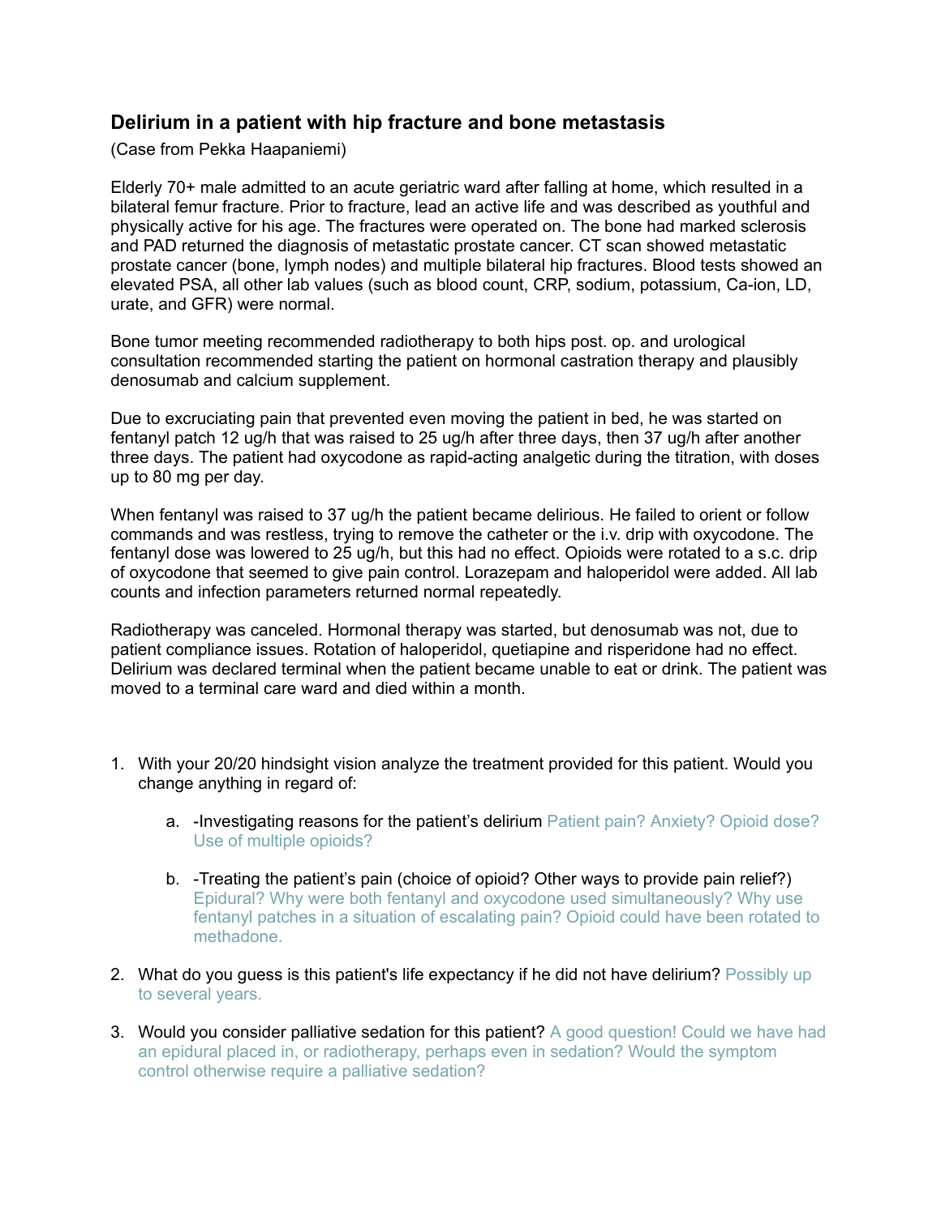## Delirium in a patient with hip fracture and bone metastasis

(Case from Pekka Haapaniemi)

Elderly 70+ male admitted to an acute geriatric ward after falling at home, which resulted in a bilateral femur fracture. Prior to fracture, lead an active life and was described as youthful and physically active for his age. The fractures were operated on. The bone had marked sclerosis and PAD returned the diagnosis of metastatic prostate cancer. CT scan showed metastatic prostate cancer (bone, lymph nodes) and multiple bilateral hip fractures. Blood tests showed an elevated PSA, all other lab values (such as blood count, CRP, sodium, potassium, Ca-ion, LD, urate, and GFR) were normal.

Bone tumor meeting recommended radiotherapy to both hips post. op. and urological consultation recommended starting the patient on hormonal castration therapy and plausibly denosumab and calcium supplement.

Due to excruciating pain that prevented even moving the patient in bed, he was started on fentanyl patch 12 ug/h that was raised to 25 ug/h after three days, then 37 ug/h after another three days. The patient had oxycodone as rapid-acting analgetic during the titration, with doses up to 80 mg per day.

When fentanyl was raised to 37 ug/h the patient became delirious. He failed to orient or follow commands and was restless, trying to remove the catheter or the i.v. drip with oxycodone. The fentanyl dose was lowered to 25 ug/h, but this had no effect. Opioids were rotated to a s.c. drip of oxycodone that seemed to give pain control. Lorazepam and haloperidol were added. All lab counts and infection parameters returned normal repeatedly.

Radiotherapy was canceled. Hormonal therapy was started, but denosumab was not, due to patient compliance issues. Rotation of haloperidol, quetiapine and risperidone had no effect. Delirium was declared terminal when the patient became unable to eat or drink. The patient was moved to a terminal care ward and died within a month.

1. With your 20/20 hindsight vision analyze the treatment provided for this patient. Would you change anything in regard of:
    a. -Investigating reasons for the patient's delirium Patient pain? Anxiety? Opioid dose? Use of multiple opioids?
    b. -Treating the patient's pain (choice of opioid? Other ways to provide pain relief?) Epidural? Why were both fentanyl and oxycodone used simultaneously? Why use fentanyl patches in a situation of escalating pain? Opioid could have been rotated to methadone.
2. What do you guess is this patient's life expectancy if he did not have delirium? Possibly up to several years.
3. Would you consider palliative sedation for this patient? A good question! Could we have had an epidural placed in, or radiotherapy, perhaps even in sedation? Would the symptom control otherwise require a palliative sedation?